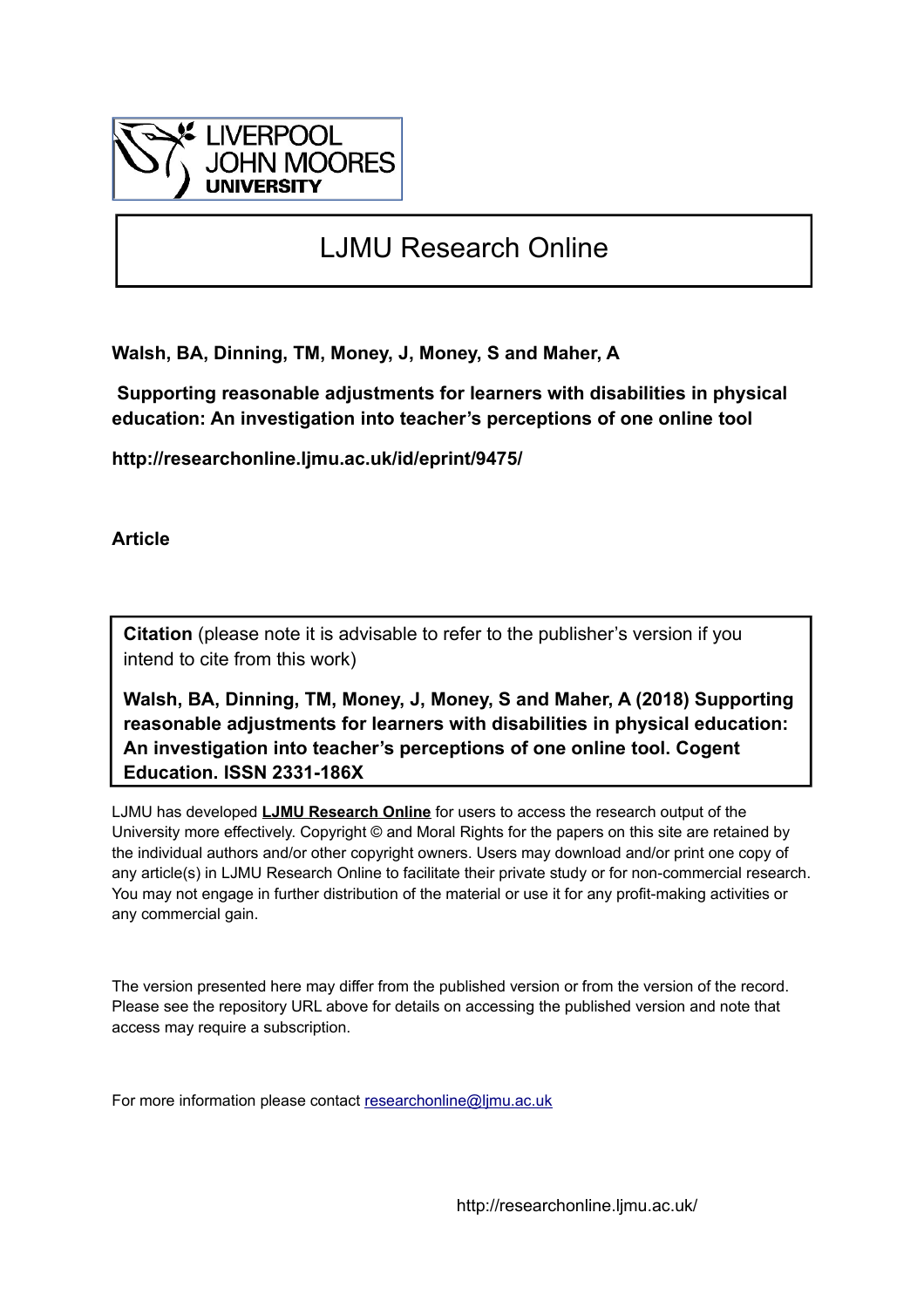LIVERPOOL JOHN MOORES UNIVERSITY

# LJMU Research Online

**Walsh, BA, Dinning, TM, Money, J, Money, S and Maher, A**

**Supporting reasonable adjustments for learners with disabilities in physical education: An investigation into teacher's perceptions of one online tool**

**http://researchonline.ljmu.ac.uk/id/eprint/9475/**

**Article**

**Citation** (please note it is advisable to refer to the publisher's version if you intend to cite from this work)

**Walsh, BA, Dinning, TM, Money, J, Money, S and Maher, A (2018) Supporting reasonable adjustments for learners with disabilities in physical education: An investigation into teacher's perceptions of one online tool. Cogent Education. ISSN 2331-186X**

LJMU has developed **LJMU Research Online** for users to access the research output of the University more effectively. Copyright © and Moral Rights for the papers on this site are retained by the individual authors and/or other copyright owners. Users may download and/or print one copy of any article(s) in LJMU Research Online to facilitate their private study or for non-commercial research. You may not engage in further distribution of the material or use it for any profit-making activities or any commercial gain.

The version presented here may differ from the published version or from the version of the record. Please see the repository URL above for details on accessing the published version and note that access may require a subscription.

For more information please contact researchonline@ljmu.ac.uk

http://researchonline.ljmu.ac.uk/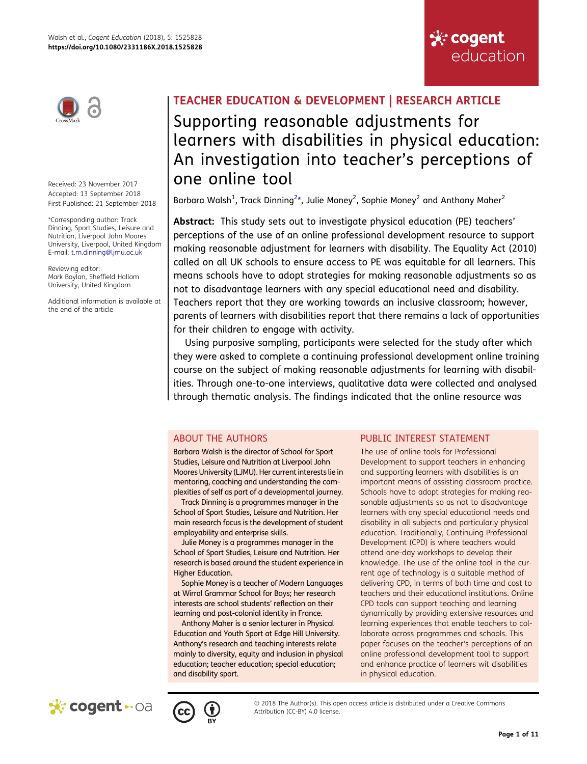## TEACHER EDUCATION & DEVELOPMENT | RESEARCH ARTICLE

# Supporting reasonable adjustments for learners with disabilities in physical education: An investigation into teacher's perceptions of one online tool

Barbara Walsh[1], Track Dinning[2]*, Julie Money[2], Sophie Money[2] and Anthony Maher[2]

Received: 23 November 2017
Accepted: 13 September 2018
First Published: 21 September 2018

*Corresponding author: Track Dinning, Sport Studies, Leisure and Nutrition, Liverpool John Moores University, Liverpool, United Kingdom
E-mail: t.m.dinning@ljmu.ac.uk

Reviewing editor:
Mark Boylan, Sheffield Hallam University, United Kingdom

Additional information is available at the end of the article

**Abstract:** This study sets out to investigate physical education (PE) teachers' perceptions of the use of an online professional development resource to support making reasonable adjustment for learners with disability. The Equality Act (2010) called on all UK schools to ensure access to PE was equitable for all learners. This means schools have to adopt strategies for making reasonable adjustments so as not to disadvantage learners with any special educational need and disability. Teachers report that they are working towards an inclusive classroom; however, parents of learners with disabilities report that there remains a lack of opportunities for their children to engage with activity.

Using purposive sampling, participants were selected for the study after which they were asked to complete a continuing professional development online training course on the subject of making reasonable adjustments for learning with disabilities. Through one-to-one interviews, qualitative data were collected and analysed through thematic analysis. The findings indicated that the online resource was

## ABOUT THE AUTHORS

Barbara Walsh is the director of School for Sport Studies, Leisure and Nutrition at Liverpool John Moores University (LJMU). Her current interests lie in mentoring, coaching and understanding the complexities of self as part of a developmental journey.

Track Dinning is a programmes manager in the School of Sport Studies, Leisure and Nutrition. Her main research focus is the development of student employability and enterprise skills.

Julie Money is a programmes manager in the School of Sport Studies, Leisure and Nutrition. Her research is based around the student experience in Higher Education.

Sophie Money is a teacher of Modern Languages at Wirral Grammar School for Boys; her research interests are school students' reflection on their learning and post-colonial identity in France.

Anthony Maher is a senior lecturer in Physical Education and Youth Sport at Edge Hill University. Anthony's research and teaching interests relate mainly to diversity, equity and inclusion in physical education; teacher education; special education; and disability sport.

## PUBLIC INTEREST STATEMENT

The use of online tools for Professional Development to support teachers in enhancing and supporting learners with disabilities is an important means of assisting classroom practice. Schools have to adopt strategies for making reasonable adjustments so as not to disadvantage learners with any special educational needs and disability in all subjects and particularly physical education. Traditionally, Continuing Professional Development (CPD) is where teachers would attend one-day workshops to develop their knowledge. The use of the online tool in the current age of technology is a suitable method of delivering CPD, in terms of both time and cost to teachers and their educational institutions. Online CPD tools can support teaching and learning dynamically by providing extensive resources and learning experiences that enable teachers to collaborate across programmes and schools. This paper focuses on the teacher's perceptions of an online professional development tool to support and enhance practice of learners wit disabilities in physical education.

© 2018 The Author(s). This open access article is distributed under a Creative Commons Attribution (CC-BY) 4.0 license.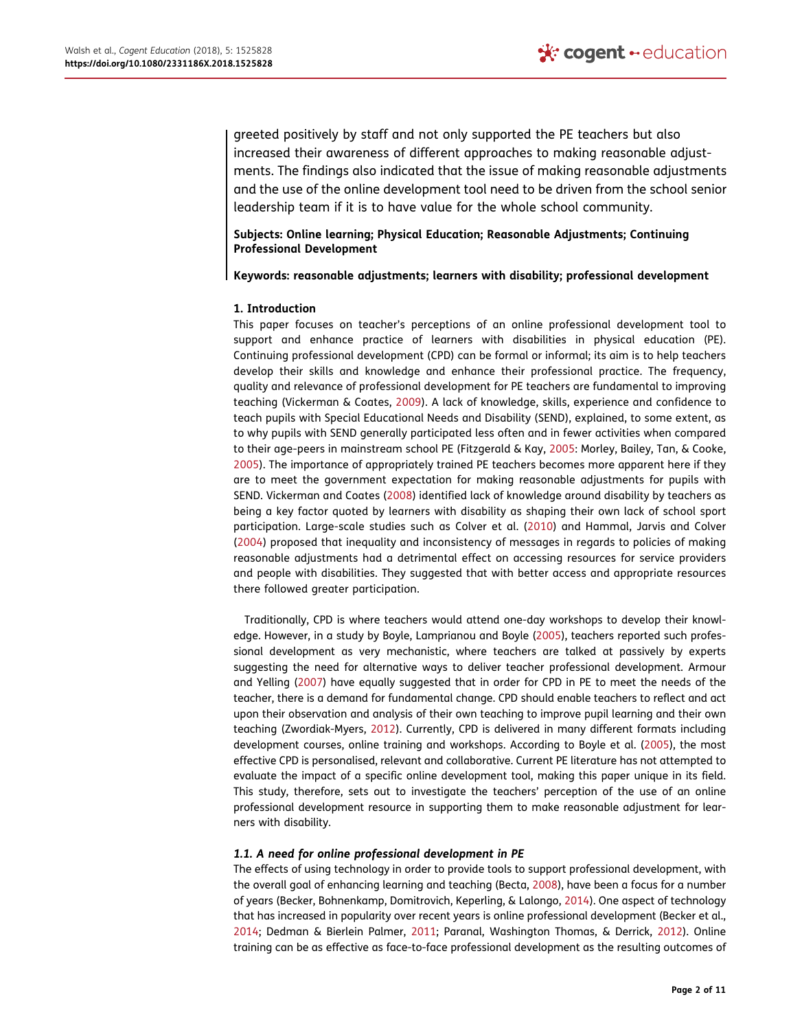greeted positively by staff and not only supported the PE teachers but also increased their awareness of different approaches to making reasonable adjustments. The findings also indicated that the issue of making reasonable adjustments and the use of the online development tool need to be driven from the school senior leadership team if it is to have value for the whole school community.

**Subjects: Online learning; Physical Education; Reasonable Adjustments; Continuing Professional Development**

**Keywords: reasonable adjustments; learners with disability; professional development**

## 1. Introduction

This paper focuses on teacher's perceptions of an online professional development tool to support and enhance practice of learners with disabilities in physical education (PE). Continuing professional development (CPD) can be formal or informal; its aim is to help teachers develop their skills and knowledge and enhance their professional practice. The frequency, quality and relevance of professional development for PE teachers are fundamental to improving teaching (Vickerman & Coates, 2009). A lack of knowledge, skills, experience and confidence to teach pupils with Special Educational Needs and Disability (SEND), explained, to some extent, as to why pupils with SEND generally participated less often and in fewer activities when compared to their age-peers in mainstream school PE (Fitzgerald & Kay, 2005: Morley, Bailey, Tan, & Cooke, 2005). The importance of appropriately trained PE teachers becomes more apparent here if they are to meet the government expectation for making reasonable adjustments for pupils with SEND. Vickerman and Coates (2008) identified lack of knowledge around disability by teachers as being a key factor quoted by learners with disability as shaping their own lack of school sport participation. Large-scale studies such as Colver et al. (2010) and Hammal, Jarvis and Colver (2004) proposed that inequality and inconsistency of messages in regards to policies of making reasonable adjustments had a detrimental effect on accessing resources for service providers and people with disabilities. They suggested that with better access and appropriate resources there followed greater participation.

Traditionally, CPD is where teachers would attend one-day workshops to develop their knowledge. However, in a study by Boyle, Lamprianou and Boyle (2005), teachers reported such professional development as very mechanistic, where teachers are talked at passively by experts suggesting the need for alternative ways to deliver teacher professional development. Armour and Yelling (2007) have equally suggested that in order for CPD in PE to meet the needs of the teacher, there is a demand for fundamental change. CPD should enable teachers to reflect and act upon their observation and analysis of their own teaching to improve pupil learning and their own teaching (Zwordiak-Myers, 2012). Currently, CPD is delivered in many different formats including development courses, online training and workshops. According to Boyle et al. (2005), the most effective CPD is personalised, relevant and collaborative. Current PE literature has not attempted to evaluate the impact of a specific online development tool, making this paper unique in its field. This study, therefore, sets out to investigate the teachers' perception of the use of an online professional development resource in supporting them to make reasonable adjustment for learners with disability.

### *1.1. A need for online professional development in PE*

The effects of using technology in order to provide tools to support professional development, with the overall goal of enhancing learning and teaching (Becta, 2008), have been a focus for a number of years (Becker, Bohnenkamp, Domitrovich, Keperling, & Lalongo, 2014). One aspect of technology that has increased in popularity over recent years is online professional development (Becker et al., 2014; Dedman & Bierlein Palmer, 2011; Paranal, Washington Thomas, & Derrick, 2012). Online training can be as effective as face-to-face professional development as the resulting outcomes of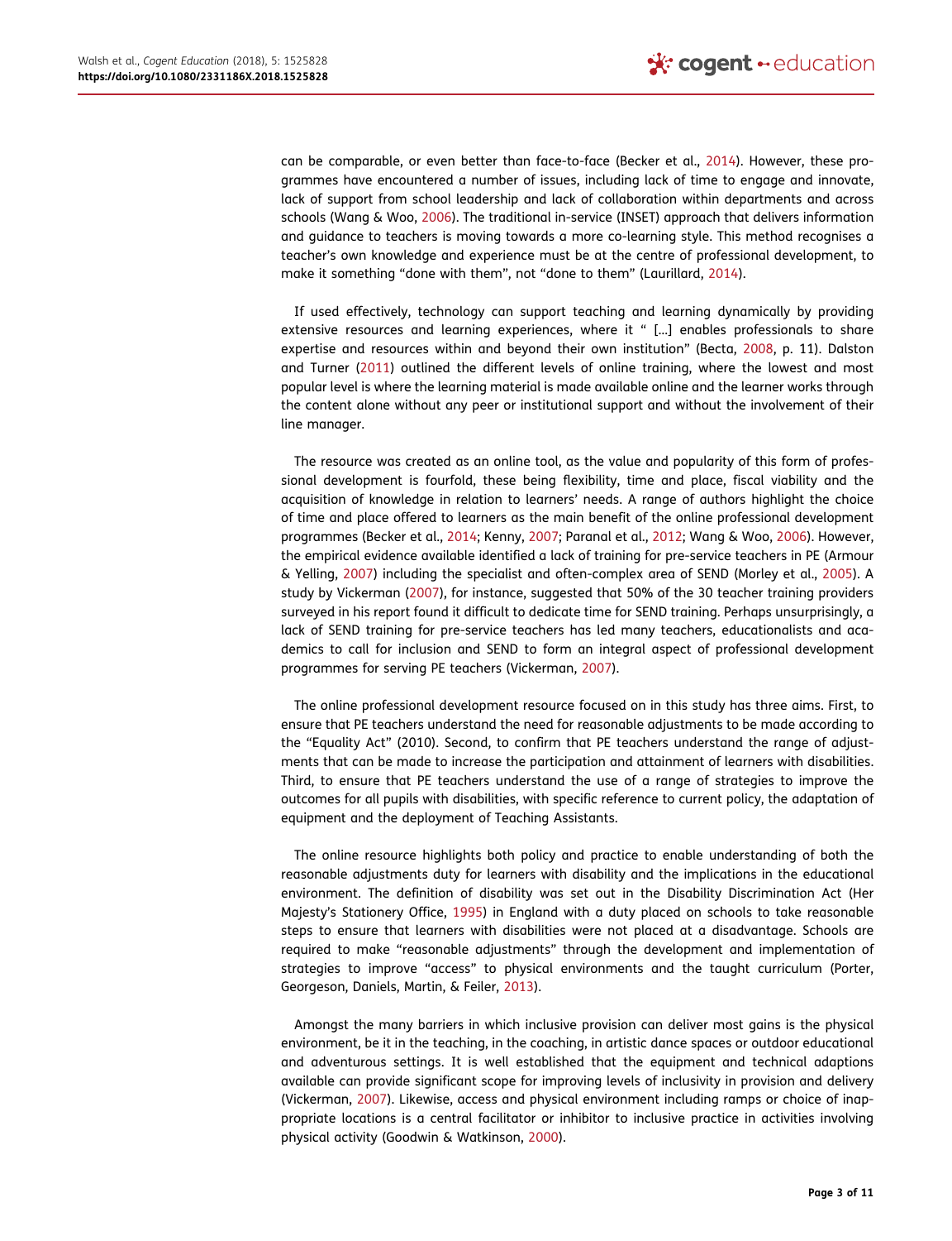can be comparable, or even better than face-to-face (Becker et al., 2014). However, these programmes have encountered a number of issues, including lack of time to engage and innovate, lack of support from school leadership and lack of collaboration within departments and across schools (Wang & Woo, 2006). The traditional in-service (INSET) approach that delivers information and guidance to teachers is moving towards a more co-learning style. This method recognises a teacher's own knowledge and experience must be at the centre of professional development, to make it something "done with them", not "done to them" (Laurillard, 2014).

If used effectively, technology can support teaching and learning dynamically by providing extensive resources and learning experiences, where it " [...] enables professionals to share expertise and resources within and beyond their own institution" (Becta, 2008, p. 11). Dalston and Turner (2011) outlined the different levels of online training, where the lowest and most popular level is where the learning material is made available online and the learner works through the content alone without any peer or institutional support and without the involvement of their line manager.

The resource was created as an online tool, as the value and popularity of this form of professional development is fourfold, these being flexibility, time and place, fiscal viability and the acquisition of knowledge in relation to learners' needs. A range of authors highlight the choice of time and place offered to learners as the main benefit of the online professional development programmes (Becker et al., 2014; Kenny, 2007; Paranal et al., 2012; Wang & Woo, 2006). However, the empirical evidence available identified a lack of training for pre-service teachers in PE (Armour & Yelling, 2007) including the specialist and often-complex area of SEND (Morley et al., 2005). A study by Vickerman (2007), for instance, suggested that 50% of the 30 teacher training providers surveyed in his report found it difficult to dedicate time for SEND training. Perhaps unsurprisingly, a lack of SEND training for pre-service teachers has led many teachers, educationalists and academics to call for inclusion and SEND to form an integral aspect of professional development programmes for serving PE teachers (Vickerman, 2007).

The online professional development resource focused on in this study has three aims. First, to ensure that PE teachers understand the need for reasonable adjustments to be made according to the "Equality Act" (2010). Second, to confirm that PE teachers understand the range of adjustments that can be made to increase the participation and attainment of learners with disabilities. Third, to ensure that PE teachers understand the use of a range of strategies to improve the outcomes for all pupils with disabilities, with specific reference to current policy, the adaptation of equipment and the deployment of Teaching Assistants.

The online resource highlights both policy and practice to enable understanding of both the reasonable adjustments duty for learners with disability and the implications in the educational environment. The definition of disability was set out in the Disability Discrimination Act (Her Majesty's Stationery Office, 1995) in England with a duty placed on schools to take reasonable steps to ensure that learners with disabilities were not placed at a disadvantage. Schools are required to make "reasonable adjustments" through the development and implementation of strategies to improve "access" to physical environments and the taught curriculum (Porter, Georgeson, Daniels, Martin, & Feiler, 2013).

Amongst the many barriers in which inclusive provision can deliver most gains is the physical environment, be it in the teaching, in the coaching, in artistic dance spaces or outdoor educational and adventurous settings. It is well established that the equipment and technical adaptions available can provide significant scope for improving levels of inclusivity in provision and delivery (Vickerman, 2007). Likewise, access and physical environment including ramps or choice of inappropriate locations is a central facilitator or inhibitor to inclusive practice in activities involving physical activity (Goodwin & Watkinson, 2000).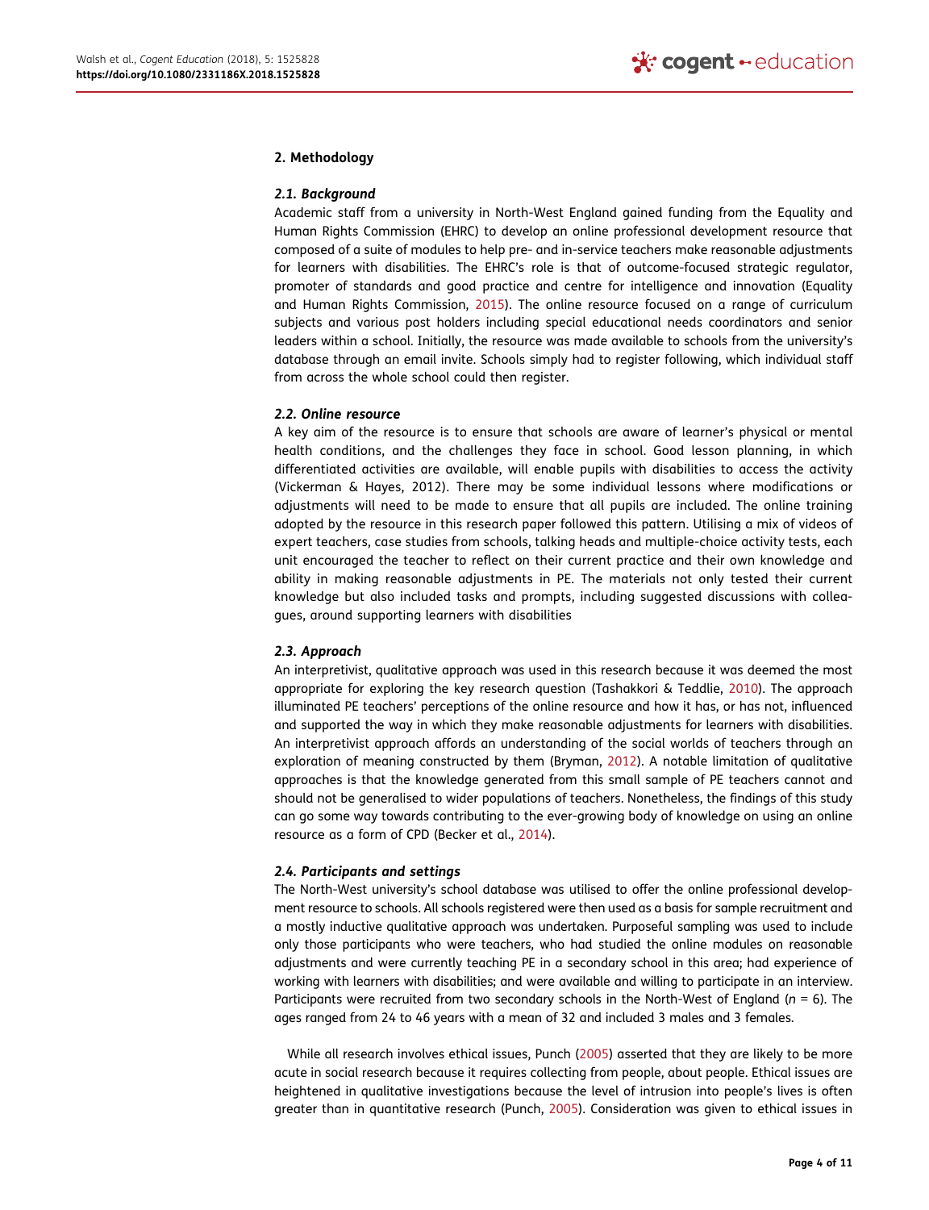## 2. Methodology

### 2.1. Background

Academic staff from a university in North-West England gained funding from the Equality and Human Rights Commission (EHRC) to develop an online professional development resource that composed of a suite of modules to help pre- and in-service teachers make reasonable adjustments for learners with disabilities. The EHRC's role is that of outcome-focused strategic regulator, promoter of standards and good practice and centre for intelligence and innovation (Equality and Human Rights Commission, 2015). The online resource focused on a range of curriculum subjects and various post holders including special educational needs coordinators and senior leaders within a school. Initially, the resource was made available to schools from the university's database through an email invite. Schools simply had to register following, which individual staff from across the whole school could then register.

### 2.2. Online resource

A key aim of the resource is to ensure that schools are aware of learner's physical or mental health conditions, and the challenges they face in school. Good lesson planning, in which differentiated activities are available, will enable pupils with disabilities to access the activity (Vickerman & Hayes, 2012). There may be some individual lessons where modifications or adjustments will need to be made to ensure that all pupils are included. The online training adopted by the resource in this research paper followed this pattern. Utilising a mix of videos of expert teachers, case studies from schools, talking heads and multiple-choice activity tests, each unit encouraged the teacher to reflect on their current practice and their own knowledge and ability in making reasonable adjustments in PE. The materials not only tested their current knowledge but also included tasks and prompts, including suggested discussions with colleagues, around supporting learners with disabilities

### 2.3. Approach

An interpretivist, qualitative approach was used in this research because it was deemed the most appropriate for exploring the key research question (Tashakkori & Teddlie, 2010). The approach illuminated PE teachers' perceptions of the online resource and how it has, or has not, influenced and supported the way in which they make reasonable adjustments for learners with disabilities. An interpretivist approach affords an understanding of the social worlds of teachers through an exploration of meaning constructed by them (Bryman, 2012). A notable limitation of qualitative approaches is that the knowledge generated from this small sample of PE teachers cannot and should not be generalised to wider populations of teachers. Nonetheless, the findings of this study can go some way towards contributing to the ever-growing body of knowledge on using an online resource as a form of CPD (Becker et al., 2014).

### 2.4. Participants and settings

The North-West university's school database was utilised to offer the online professional development resource to schools. All schools registered were then used as a basis for sample recruitment and a mostly inductive qualitative approach was undertaken. Purposeful sampling was used to include only those participants who were teachers, who had studied the online modules on reasonable adjustments and were currently teaching PE in a secondary school in this area; had experience of working with learners with disabilities; and were available and willing to participate in an interview. Participants were recruited from two secondary schools in the North-West of England ($n$ = 6). The ages ranged from 24 to 46 years with a mean of 32 and included 3 males and 3 females.

While all research involves ethical issues, Punch (2005) asserted that they are likely to be more acute in social research because it requires collecting from people, about people. Ethical issues are heightened in qualitative investigations because the level of intrusion into people's lives is often greater than in quantitative research (Punch, 2005). Consideration was given to ethical issues in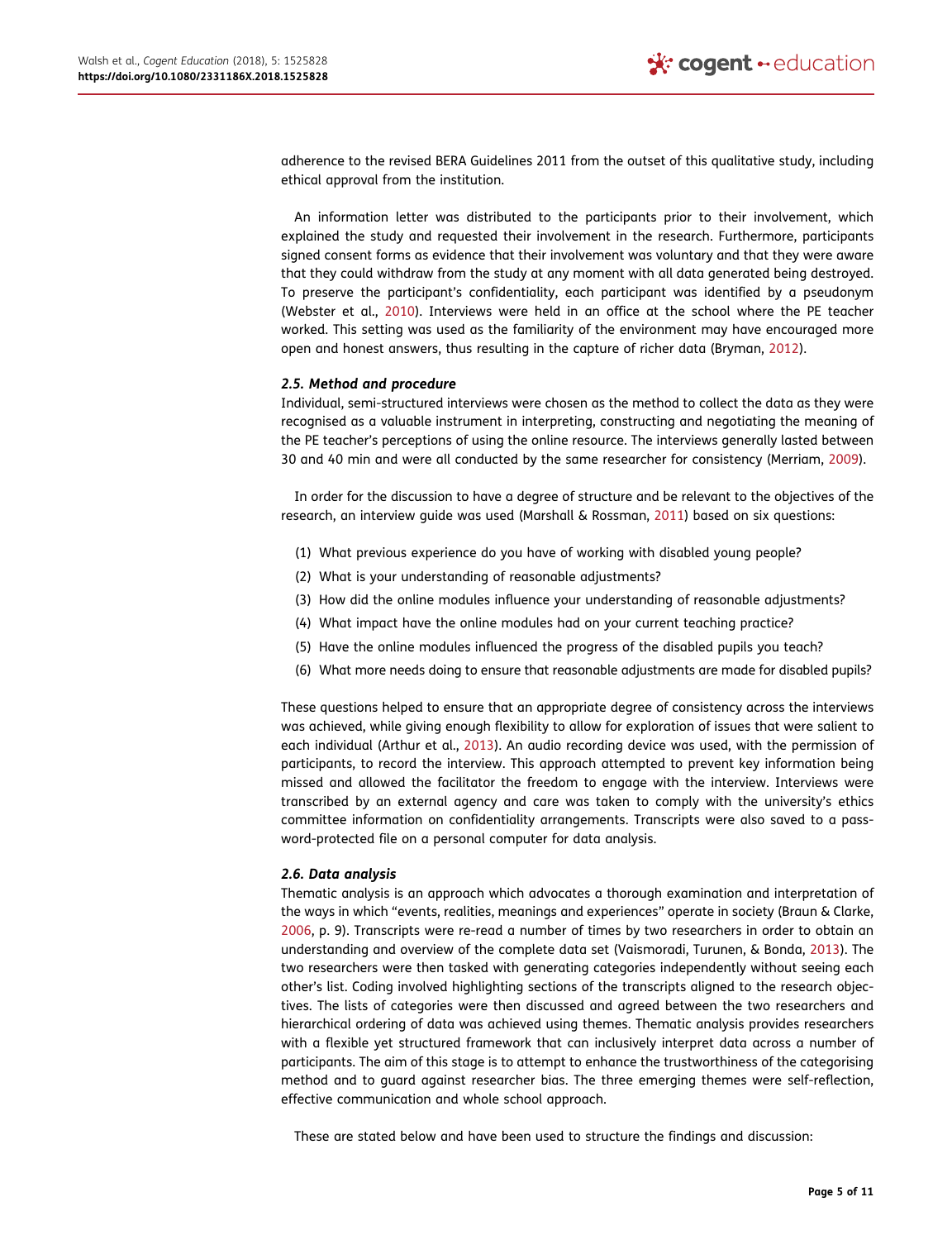adherence to the revised BERA Guidelines 2011 from the outset of this qualitative study, including ethical approval from the institution.

An information letter was distributed to the participants prior to their involvement, which explained the study and requested their involvement in the research. Furthermore, participants signed consent forms as evidence that their involvement was voluntary and that they were aware that they could withdraw from the study at any moment with all data generated being destroyed. To preserve the participant's confidentiality, each participant was identified by a pseudonym (Webster et al., 2010). Interviews were held in an office at the school where the PE teacher worked. This setting was used as the familiarity of the environment may have encouraged more open and honest answers, thus resulting in the capture of richer data (Bryman, 2012).

### 2.5. Method and procedure

Individual, semi-structured interviews were chosen as the method to collect the data as they were recognised as a valuable instrument in interpreting, constructing and negotiating the meaning of the PE teacher's perceptions of using the online resource. The interviews generally lasted between 30 and 40 min and were all conducted by the same researcher for consistency (Merriam, 2009).

In order for the discussion to have a degree of structure and be relevant to the objectives of the research, an interview guide was used (Marshall & Rossman, 2011) based on six questions:

(1) What previous experience do you have of working with disabled young people?
(2) What is your understanding of reasonable adjustments?
(3) How did the online modules influence your understanding of reasonable adjustments?
(4) What impact have the online modules had on your current teaching practice?
(5) Have the online modules influenced the progress of the disabled pupils you teach?
(6) What more needs doing to ensure that reasonable adjustments are made for disabled pupils?

These questions helped to ensure that an appropriate degree of consistency across the interviews was achieved, while giving enough flexibility to allow for exploration of issues that were salient to each individual (Arthur et al., 2013). An audio recording device was used, with the permission of participants, to record the interview. This approach attempted to prevent key information being missed and allowed the facilitator the freedom to engage with the interview. Interviews were transcribed by an external agency and care was taken to comply with the university's ethics committee information on confidentiality arrangements. Transcripts were also saved to a password-protected file on a personal computer for data analysis.

### 2.6. Data analysis

Thematic analysis is an approach which advocates a thorough examination and interpretation of the ways in which "events, realities, meanings and experiences" operate in society (Braun & Clarke, 2006, p. 9). Transcripts were re-read a number of times by two researchers in order to obtain an understanding and overview of the complete data set (Vaismoradi, Turunen, & Bonda, 2013). The two researchers were then tasked with generating categories independently without seeing each other's list. Coding involved highlighting sections of the transcripts aligned to the research objectives. The lists of categories were then discussed and agreed between the two researchers and hierarchical ordering of data was achieved using themes. Thematic analysis provides researchers with a flexible yet structured framework that can inclusively interpret data across a number of participants. The aim of this stage is to attempt to enhance the trustworthiness of the categorising method and to guard against researcher bias. The three emerging themes were self-reflection, effective communication and whole school approach.

These are stated below and have been used to structure the findings and discussion: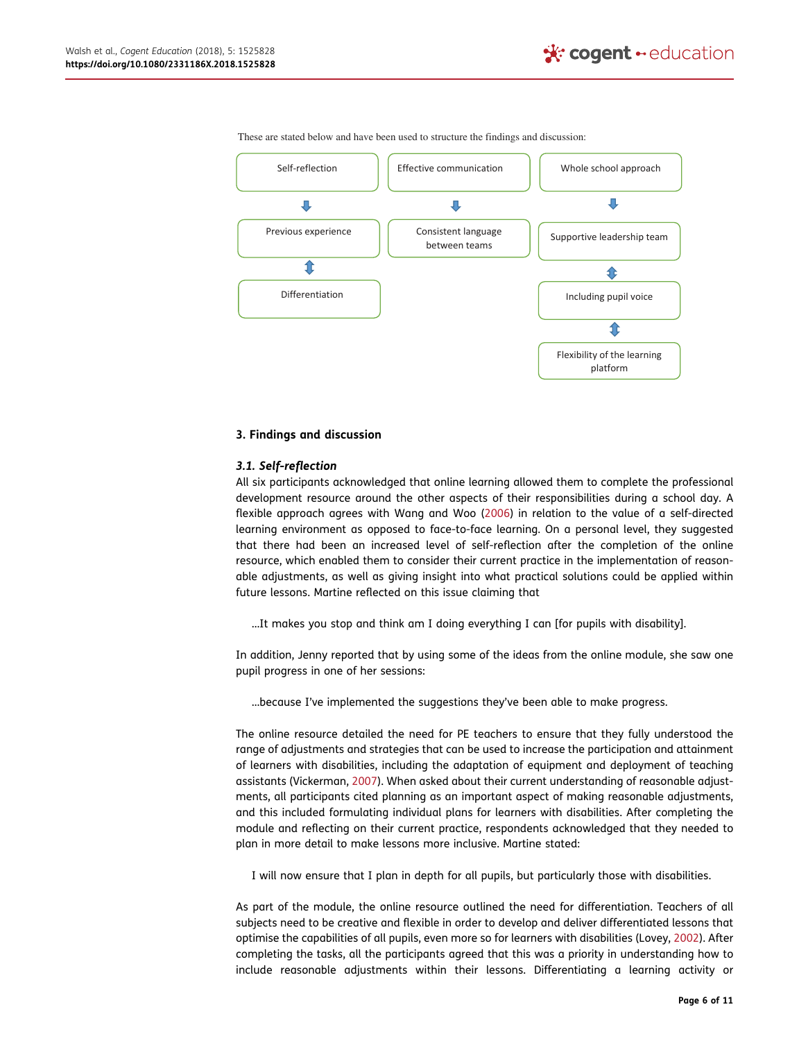These are stated below and have been used to structure the findings and discussion:

Self-reflection

Previous experience

Differentiation

Effective communication

Consistent language between teams

Whole school approach

Supportive leadership team

Including pupil voice

Flexibility of the learning platform

## 3. Findings and discussion

### *3.1. Self-reflection*

All six participants acknowledged that online learning allowed them to complete the professional development resource around the other aspects of their responsibilities during a school day. A flexible approach agrees with Wang and Woo (2006) in relation to the value of a self-directed learning environment as opposed to face-to-face learning. On a personal level, they suggested that there had been an increased level of self-reflection after the completion of the online resource, which enabled them to consider their current practice in the implementation of reasonable adjustments, as well as giving insight into what practical solutions could be applied within future lessons. Martine reflected on this issue claiming that

> …It makes you stop and think am I doing everything I can [for pupils with disability].

In addition, Jenny reported that by using some of the ideas from the online module, she saw one pupil progress in one of her sessions:

> …because I've implemented the suggestions they've been able to make progress.

The online resource detailed the need for PE teachers to ensure that they fully understood the range of adjustments and strategies that can be used to increase the participation and attainment of learners with disabilities, including the adaptation of equipment and deployment of teaching assistants (Vickerman, 2007). When asked about their current understanding of reasonable adjustments, all participants cited planning as an important aspect of making reasonable adjustments, and this included formulating individual plans for learners with disabilities. After completing the module and reflecting on their current practice, respondents acknowledged that they needed to plan in more detail to make lessons more inclusive. Martine stated:

> I will now ensure that I plan in depth for all pupils, but particularly those with disabilities.

As part of the module, the online resource outlined the need for differentiation. Teachers of all subjects need to be creative and flexible in order to develop and deliver differentiated lessons that optimise the capabilities of all pupils, even more so for learners with disabilities (Lovey, 2002). After completing the tasks, all the participants agreed that this was a priority in understanding how to include reasonable adjustments within their lessons. Differentiating a learning activity or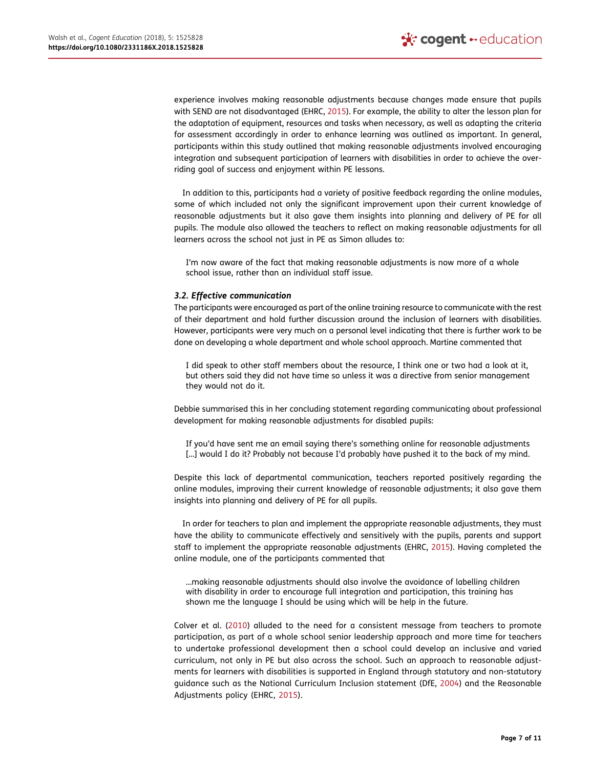experience involves making reasonable adjustments because changes made ensure that pupils with SEND are not disadvantaged (EHRC, 2015). For example, the ability to alter the lesson plan for the adaptation of equipment, resources and tasks when necessary, as well as adapting the criteria for assessment accordingly in order to enhance learning was outlined as important. In general, participants within this study outlined that making reasonable adjustments involved encouraging integration and subsequent participation of learners with disabilities in order to achieve the overriding goal of success and enjoyment within PE lessons.

In addition to this, participants had a variety of positive feedback regarding the online modules, some of which included not only the significant improvement upon their current knowledge of reasonable adjustments but it also gave them insights into planning and delivery of PE for all pupils. The module also allowed the teachers to reflect on making reasonable adjustments for all learners across the school not just in PE as Simon alludes to:

> I'm now aware of the fact that making reasonable adjustments is now more of a whole school issue, rather than an individual staff issue.

### *3.2. Effective communication*

The participants were encouraged as part of the online training resource to communicate with the rest of their department and hold further discussion around the inclusion of learners with disabilities. However, participants were very much on a personal level indicating that there is further work to be done on developing a whole department and whole school approach. Martine commented that

> I did speak to other staff members about the resource, I think one or two had a look at it, but others said they did not have time so unless it was a directive from senior management they would not do it.

Debbie summarised this in her concluding statement regarding communicating about professional development for making reasonable adjustments for disabled pupils:

> If you'd have sent me an email saying there's something online for reasonable adjustments [...] would I do it? Probably not because I'd probably have pushed it to the back of my mind.

Despite this lack of departmental communication, teachers reported positively regarding the online modules, improving their current knowledge of reasonable adjustments; it also gave them insights into planning and delivery of PE for all pupils.

In order for teachers to plan and implement the appropriate reasonable adjustments, they must have the ability to communicate effectively and sensitively with the pupils, parents and support staff to implement the appropriate reasonable adjustments (EHRC, 2015). Having completed the online module, one of the participants commented that

> …making reasonable adjustments should also involve the avoidance of labelling children with disability in order to encourage full integration and participation, this training has shown me the language I should be using which will be help in the future.

Colver et al. (2010) alluded to the need for a consistent message from teachers to promote participation, as part of a whole school senior leadership approach and more time for teachers to undertake professional development then a school could develop an inclusive and varied curriculum, not only in PE but also across the school. Such an approach to reasonable adjustments for learners with disabilities is supported in England through statutory and non-statutory guidance such as the National Curriculum Inclusion statement (DfE, 2004) and the Reasonable Adjustments policy (EHRC, 2015).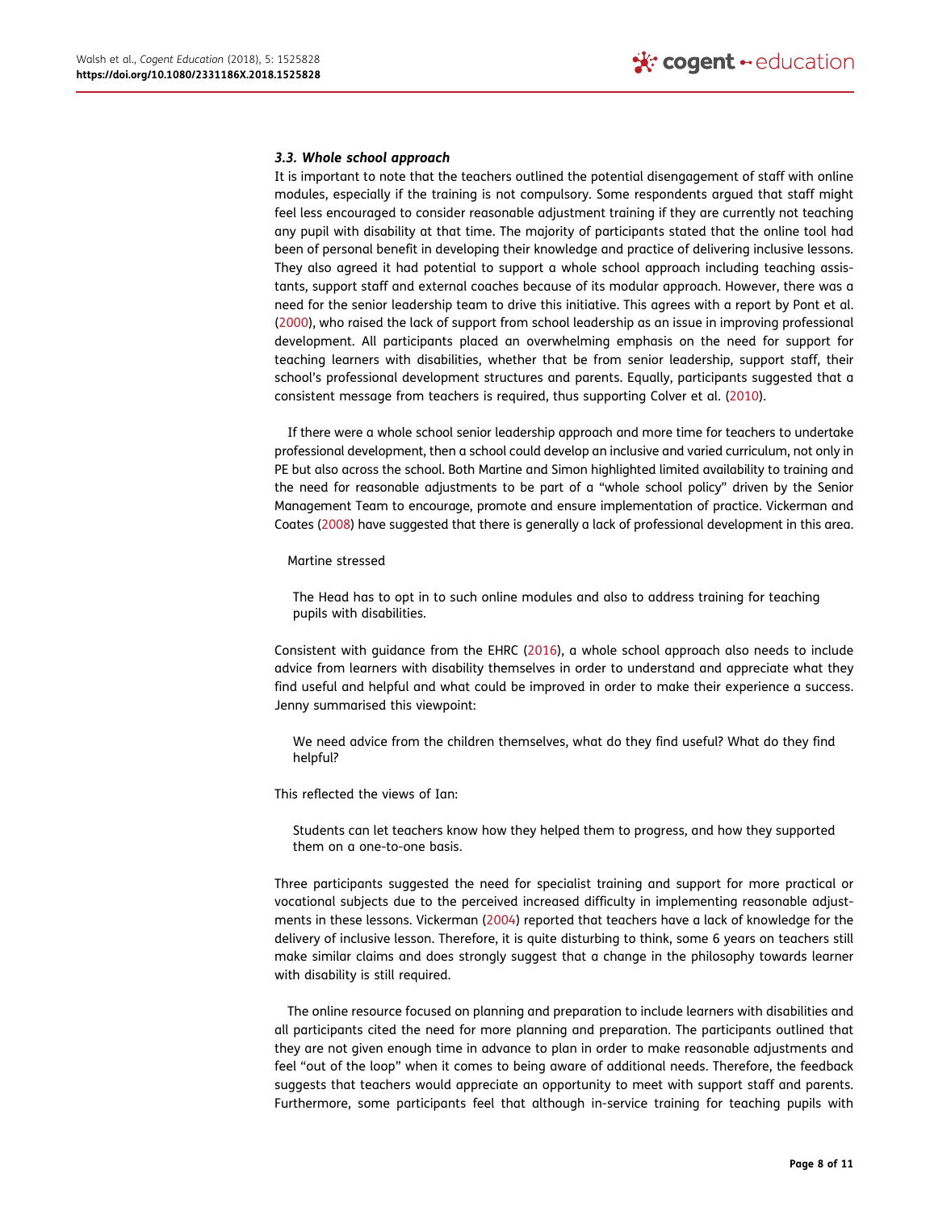### *3.3. Whole school approach*

It is important to note that the teachers outlined the potential disengagement of staff with online modules, especially if the training is not compulsory. Some respondents argued that staff might feel less encouraged to consider reasonable adjustment training if they are currently not teaching any pupil with disability at that time. The majority of participants stated that the online tool had been of personal benefit in developing their knowledge and practice of delivering inclusive lessons. They also agreed it had potential to support a whole school approach including teaching assistants, support staff and external coaches because of its modular approach. However, there was a need for the senior leadership team to drive this initiative. This agrees with a report by Pont et al. (2000), who raised the lack of support from school leadership as an issue in improving professional development. All participants placed an overwhelming emphasis on the need for support for teaching learners with disabilities, whether that be from senior leadership, support staff, their school's professional development structures and parents. Equally, participants suggested that a consistent message from teachers is required, thus supporting Colver et al. (2010).

If there were a whole school senior leadership approach and more time for teachers to undertake professional development, then a school could develop an inclusive and varied curriculum, not only in PE but also across the school. Both Martine and Simon highlighted limited availability to training and the need for reasonable adjustments to be part of a "whole school policy" driven by the Senior Management Team to encourage, promote and ensure implementation of practice. Vickerman and Coates (2008) have suggested that there is generally a lack of professional development in this area.

Martine stressed

> The Head has to opt in to such online modules and also to address training for teaching pupils with disabilities.

Consistent with guidance from the EHRC (2016), a whole school approach also needs to include advice from learners with disability themselves in order to understand and appreciate what they find useful and helpful and what could be improved in order to make their experience a success. Jenny summarised this viewpoint:

> We need advice from the children themselves, what do they find useful? What do they find helpful?

This reflected the views of Ian:

> Students can let teachers know how they helped them to progress, and how they supported them on a one-to-one basis.

Three participants suggested the need for specialist training and support for more practical or vocational subjects due to the perceived increased difficulty in implementing reasonable adjustments in these lessons. Vickerman (2004) reported that teachers have a lack of knowledge for the delivery of inclusive lesson. Therefore, it is quite disturbing to think, some 6 years on teachers still make similar claims and does strongly suggest that a change in the philosophy towards learner with disability is still required.

The online resource focused on planning and preparation to include learners with disabilities and all participants cited the need for more planning and preparation. The participants outlined that they are not given enough time in advance to plan in order to make reasonable adjustments and feel "out of the loop" when it comes to being aware of additional needs. Therefore, the feedback suggests that teachers would appreciate an opportunity to meet with support staff and parents. Furthermore, some participants feel that although in-service training for teaching pupils with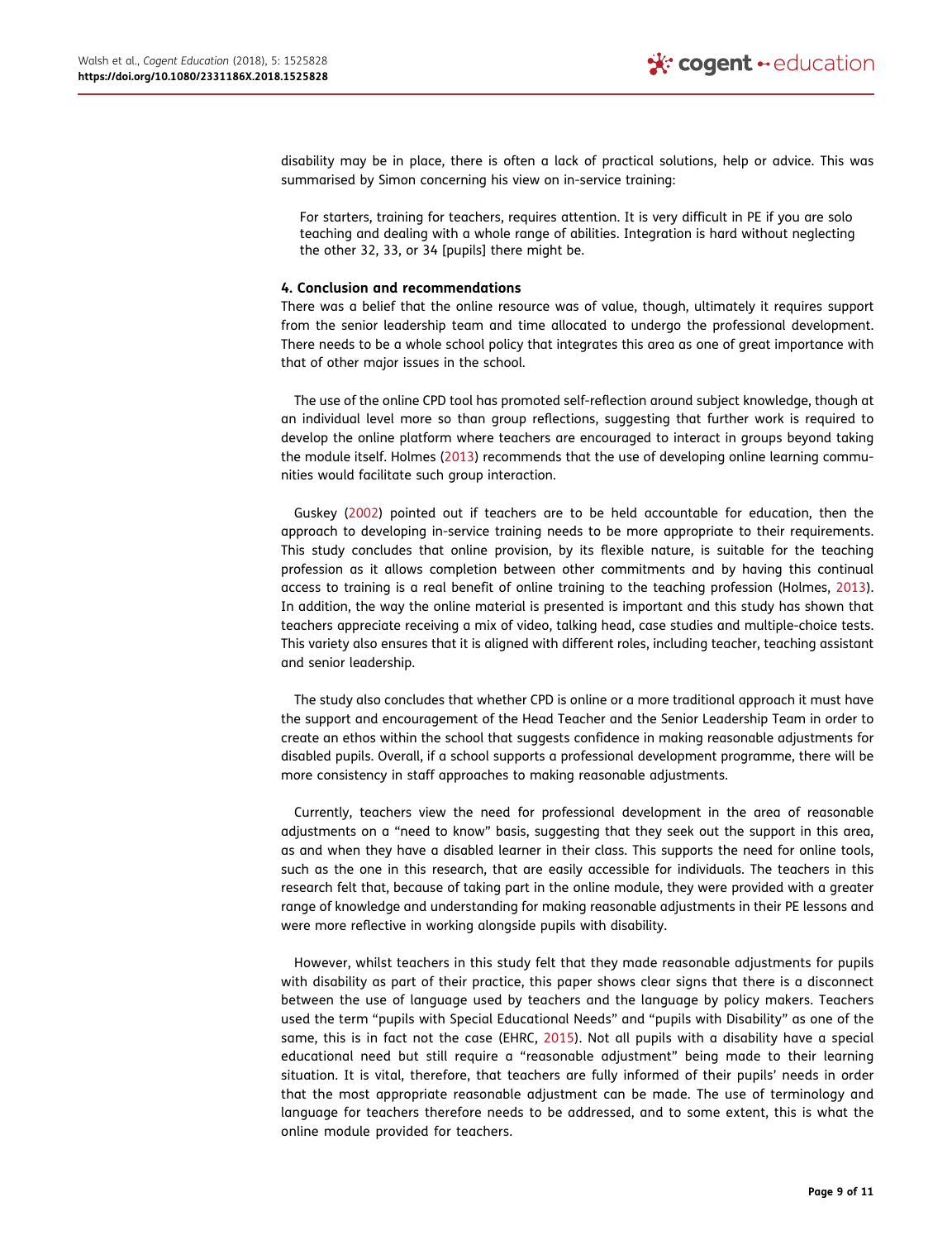disability may be in place, there is often a lack of practical solutions, help or advice. This was summarised by Simon concerning his view on in-service training:

> For starters, training for teachers, requires attention. It is very difficult in PE if you are solo teaching and dealing with a whole range of abilities. Integration is hard without neglecting the other 32, 33, or 34 [pupils] there might be.

## 4. Conclusion and recommendations

There was a belief that the online resource was of value, though, ultimately it requires support from the senior leadership team and time allocated to undergo the professional development. There needs to be a whole school policy that integrates this area as one of great importance with that of other major issues in the school.

The use of the online CPD tool has promoted self-reflection around subject knowledge, though at an individual level more so than group reflections, suggesting that further work is required to develop the online platform where teachers are encouraged to interact in groups beyond taking the module itself. Holmes (2013) recommends that the use of developing online learning communities would facilitate such group interaction.

Guskey (2002) pointed out if teachers are to be held accountable for education, then the approach to developing in-service training needs to be more appropriate to their requirements. This study concludes that online provision, by its flexible nature, is suitable for the teaching profession as it allows completion between other commitments and by having this continual access to training is a real benefit of online training to the teaching profession (Holmes, 2013). In addition, the way the online material is presented is important and this study has shown that teachers appreciate receiving a mix of video, talking head, case studies and multiple-choice tests. This variety also ensures that it is aligned with different roles, including teacher, teaching assistant and senior leadership.

The study also concludes that whether CPD is online or a more traditional approach it must have the support and encouragement of the Head Teacher and the Senior Leadership Team in order to create an ethos within the school that suggests confidence in making reasonable adjustments for disabled pupils. Overall, if a school supports a professional development programme, there will be more consistency in staff approaches to making reasonable adjustments.

Currently, teachers view the need for professional development in the area of reasonable adjustments on a "need to know" basis, suggesting that they seek out the support in this area, as and when they have a disabled learner in their class. This supports the need for online tools, such as the one in this research, that are easily accessible for individuals. The teachers in this research felt that, because of taking part in the online module, they were provided with a greater range of knowledge and understanding for making reasonable adjustments in their PE lessons and were more reflective in working alongside pupils with disability.

However, whilst teachers in this study felt that they made reasonable adjustments for pupils with disability as part of their practice, this paper shows clear signs that there is a disconnect between the use of language used by teachers and the language by policy makers. Teachers used the term "pupils with Special Educational Needs" and "pupils with Disability" as one of the same, this is in fact not the case (EHRC, 2015). Not all pupils with a disability have a special educational need but still require a "reasonable adjustment" being made to their learning situation. It is vital, therefore, that teachers are fully informed of their pupils' needs in order that the most appropriate reasonable adjustment can be made. The use of terminology and language for teachers therefore needs to be addressed, and to some extent, this is what the online module provided for teachers.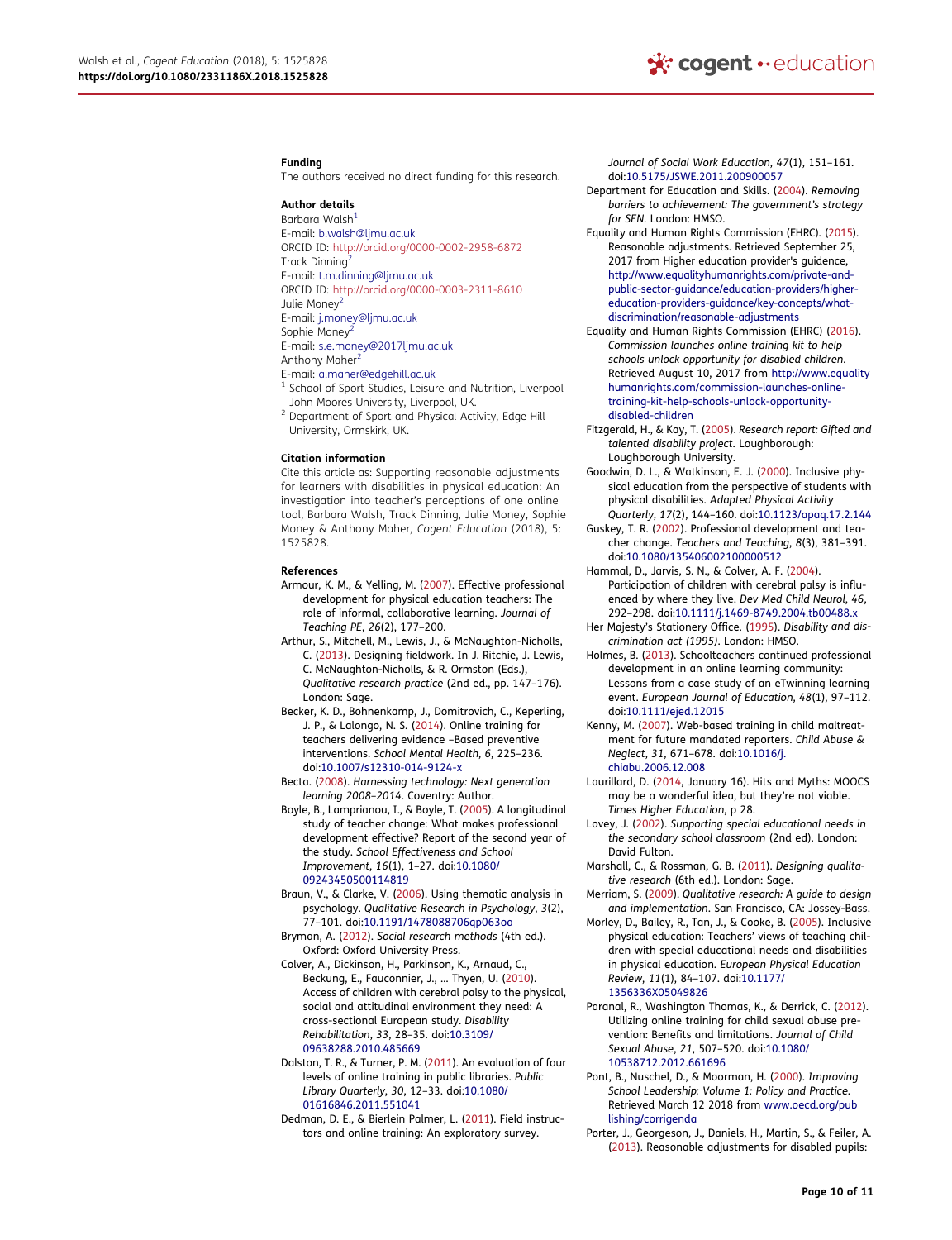### Funding

The authors received no direct funding for this research.

### Author details

Barbara Walsh[1]
E-mail: b.walsh@ljmu.ac.uk
ORCID ID: http://orcid.org/0000-0002-2958-6872
Track Dinning[2]
E-mail: t.m.dinning@ljmu.ac.uk
ORCID ID: http://orcid.org/0000-0003-2311-8610
Julie Money[2]
E-mail: j.money@ljmu.ac.uk
Sophie Money[2]
E-mail: s.e.money@2017ljmu.ac.uk
Anthony Maher[2]
E-mail: a.maher@edgehill.ac.uk

[1] School of Sport Studies, Leisure and Nutrition, Liverpool John Moores University, Liverpool, UK.
[2] Department of Sport and Physical Activity, Edge Hill University, Ormskirk, UK.

### Citation information

Cite this article as: Supporting reasonable adjustments for learners with disabilities in physical education: An investigation into teacher's perceptions of one online tool, Barbara Walsh, Track Dinning, Julie Money, Sophie Money & Anthony Maher, *Cogent Education* (2018), 5: 1525828.

### References

Armour, K. M., & Yelling, M. (2007). Effective professional development for physical education teachers: The role of informal, collaborative learning. *Journal of Teaching PE*, *26*(2), 177–200.

Arthur, S., Mitchell, M., Lewis, J., & McNaughton-Nicholls, C. (2013). Designing fieldwork. In J. Ritchie, J. Lewis, C. McNaughton-Nicholls, & R. Ormston (Eds.), *Qualitative research practice* (2nd ed., pp. 147–176). London: Sage.

Becker, K. D., Bohnenkamp, J., Domitrovich, C., Keperling, J. P., & Lalongo, N. S. (2014). Online training for teachers delivering evidence –Based preventive interventions. *School Mental Health*, *6*, 225–236. doi:10.1007/s12310-014-9124-x

Becta. (2008). *Harnessing technology: Next generation learning 2008–2014*. Coventry: Author.

Boyle, B., Lamprianou, I., & Boyle, T. (2005). A longitudinal study of teacher change: What makes professional development effective? Report of the second year of the study. *School Effectiveness and School Improvement*, *16*(1), 1–27. doi:10.1080/09243450500114819

Braun, V., & Clarke, V. (2006). Using thematic analysis in psychology. *Qualitative Research in Psychology*, *3*(2), 77–101. doi:10.1191/1478088706qp063oa

Bryman, A. (2012). *Social research methods* (4th ed.). Oxford: Oxford University Press.

Colver, A., Dickinson, H., Parkinson, K., Arnaud, C., Beckung, E., Fauconnier, J., … Thyen, U. (2010). Access of children with cerebral palsy to the physical, social and attitudinal environment they need: A cross-sectional European study. *Disability Rehabilitation*, *33*, 28–35. doi:10.3109/09638288.2010.485669

Dalston, T. R., & Turner, P. M. (2011). An evaluation of four levels of online training in public libraries. *Public Library Quarterly*, *30*, 12–33. doi:10.1080/01616846.2011.551041

Dedman, D. E., & Bierlein Palmer, L. (2011). Field instructors and online training: An exploratory survey. *Journal of Social Work Education*, 47(1), 151–161. doi:10.5175/JSWE.2011.200900057

Department for Education and Skills. (2004). *Removing barriers to achievement: The government's strategy for SEN*. London: HMSO.

Equality and Human Rights Commission (EHRC). (2015). Reasonable adjustments. Retrieved September 25, 2017 from Higher education provider's guidence, http://www.equalityhumanrights.com/private-and-public-sector-guidance/education-providers/higher-education-providers-guidance/key-concepts/what-discrimination/reasonable-adjustments

Equality and Human Rights Commission (EHRC) (2016). *Commission launches online training kit to help schools unlock opportunity for disabled children*. Retrieved August 10, 2017 from http://www.equalityhumanrights.com/commission-launches-online-training-kit-help-schools-unlock-opportunity-disabled-children

Fitzgerald, H., & Kay, T. (2005). *Research report: Gifted and talented disability project*. Loughborough: Loughborough University.

Goodwin, D. L., & Watkinson, E. J. (2000). Inclusive physical education from the perspective of students with physical disabilities. *Adapted Physical Activity Quarterly*, *17*(2), 144–160. doi:10.1123/apaq.17.2.144

Guskey, T. R. (2002). Professional development and teacher change. *Teachers and Teaching*, *8*(3), 381–391. doi:10.1080/135406002100000512

Hammal, D., Jarvis, S. N., & Colver, A. F. (2004). Participation of children with cerebral palsy is influenced by where they live. *Dev Med Child Neurol*, *46*, 292–298. doi:10.1111/j.1469-8749.2004.tb00488.x

Her Majesty's Stationery Office. (1995). *Disability and discrimination act (1995)*. London: HMSO.

Holmes, B. (2013). Schoolteachers continued professional development in an online learning community: Lessons from a case study of an eTwinning learning event. *European Journal of Education*, *48*(1), 97–112. doi:10.1111/ejed.12015

Kenny, M. (2007). Web-based training in child maltreatment for future mandated reporters. *Child Abuse & Neglect*, *31*, 671–678. doi:10.1016/j.chiabu.2006.12.008

Laurillard, D. (2014, January 16). Hits and Myths: MOOCS may be a wonderful idea, but they're not viable. *Times Higher Education*, p 28.

Lovey, J. (2002). *Supporting special educational needs in the secondary school classroom* (2nd ed). London: David Fulton.

Marshall, C., & Rossman, G. B. (2011). *Designing qualitative research* (6th ed.). London: Sage.

Merriam, S. (2009). *Qualitative research: A guide to design and implementation*. San Francisco, CA: Jossey-Bass.

Morley, D., Bailey, R., Tan, J., & Cooke, B. (2005). Inclusive physical education: Teachers' views of teaching children with special educational needs and disabilities in physical education. *European Physical Education Review*, *11*(1), 84–107. doi:10.1177/1356336X05049826

Paranal, R., Washington Thomas, K., & Derrick, C. (2012). Utilizing online training for child sexual abuse prevention: Benefits and limitations. *Journal of Child Sexual Abuse*, *21*, 507–520. doi:10.1080/10538712.2012.661696

Pont, B., Nuschel, D., & Moorman, H. (2000). *Improving School Leadership: Volume 1: Policy and Practice*. Retrieved March 12 2018 from www.oecd.org/publishing/corrigenda

Porter, J., Georgeson, J., Daniels, H., Martin, S., & Feiler, A. (2013). Reasonable adjustments for disabled pupils: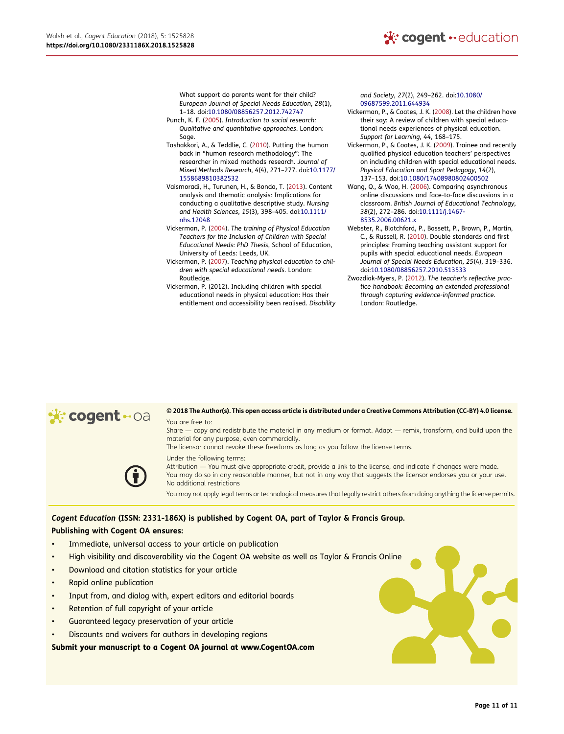What support do parents want for their child? *European Journal of Special Needs Education*, *28*(1), 1–18. doi:10.1080/08856257.2012.742747

Punch, K. F. (2005). *Introduction to social research: Qualitative and quantitative approaches*. London: Sage.

Tashakkori, A., & Teddlie, C. (2010). Putting the human back in "human research methodology": The researcher in mixed methods research. *Journal of Mixed Methods Research*, 4(4), 271–277. doi:10.1177/1558689810382532

Vaismoradi, H., Turunen, H., & Bonda, T. (2013). Content analysis and thematic analysis: Implications for conducting a qualitative descriptive study. *Nursing and Health Sciences*, *15*(3), 398–405. doi:10.1111/nhs.12048

Vickerman, P. (2004). *The training of Physical Education Teachers for the Inclusion of Children with Special Educational Needs: PhD Thesis*, School of Education, University of Leeds: Leeds, UK.

Vickerman, P. (2007). *Teaching physical education to children with special educational needs*. London: Routledge.

Vickerman, P. (2012). Including children with special educational needs in physical education: Has their entitlement and accessibility been realised. *Disability and Society*, *27*(2), 249–262. doi:10.1080/09687599.2011.644934

Vickerman, P., & Coates, J. K. (2008). Let the children have their say: A review of children with special educational needs experiences of physical education. *Support for Learning*, *44*, 168–175.

Vickerman, P., & Coates, J. K. (2009). Trainee and recently qualified physical education teachers' perspectives on including children with special educational needs. *Physical Education and Sport Pedagogy*, *14*(2), 137–153. doi:10.1080/17408980802400502

Wang, Q., & Woo, H. (2006). Comparing asynchronous online discussions and face-to-face discussions in a classroom. *British Journal of Educational Technology*, *38*(2), 272–286. doi:10.1111/j.1467-8535.2006.00621.x

Webster, R., Blatchford, P., Bassett, P., Brown, P., Martin, C., & Russell, R. (2010). Double standards and first principles: Framing teaching assistant support for pupils with special educational needs. *European Journal of Special Needs Education*, *25*(4), 319–336. doi:10.1080/08856257.2010.513533

Zwozdiak-Myers, P. (2012). *The teacher's reflective practice handbook: Becoming an extended professional through capturing evidence-informed practice*. London: Routledge.

**© 2018 The Author(s). This open access article is distributed under a Creative Commons Attribution (CC-BY) 4.0 license.**

You are free to:

Share — copy and redistribute the material in any medium or format. Adapt — remix, transform, and build upon the material for any purpose, even commercially.

The licensor cannot revoke these freedoms as long as you follow the license terms.

Under the following terms:

Attribution — You must give appropriate credit, provide a link to the license, and indicate if changes were made. You may do so in any reasonable manner, but not in any way that suggests the licensor endorses you or your use.

No additional restrictions

You may not apply legal terms or technological measures that legally restrict others from doing anything the license permits.

***Cogent Education*** **(ISSN: 2331-186X) is published by Cogent OA, part of Taylor & Francis Group.**

**Publishing with Cogent OA ensures:**

- Immediate, universal access to your article on publication
- High visibility and discoverability via the Cogent OA website as well as Taylor & Francis Online
- Download and citation statistics for your article
- Rapid online publication
- Input from, and dialog with, expert editors and editorial boards
- Retention of full copyright of your article
- Guaranteed legacy preservation of your article
- Discounts and waivers for authors in developing regions

**Submit your manuscript to a Cogent OA journal at www.CogentOA.com**